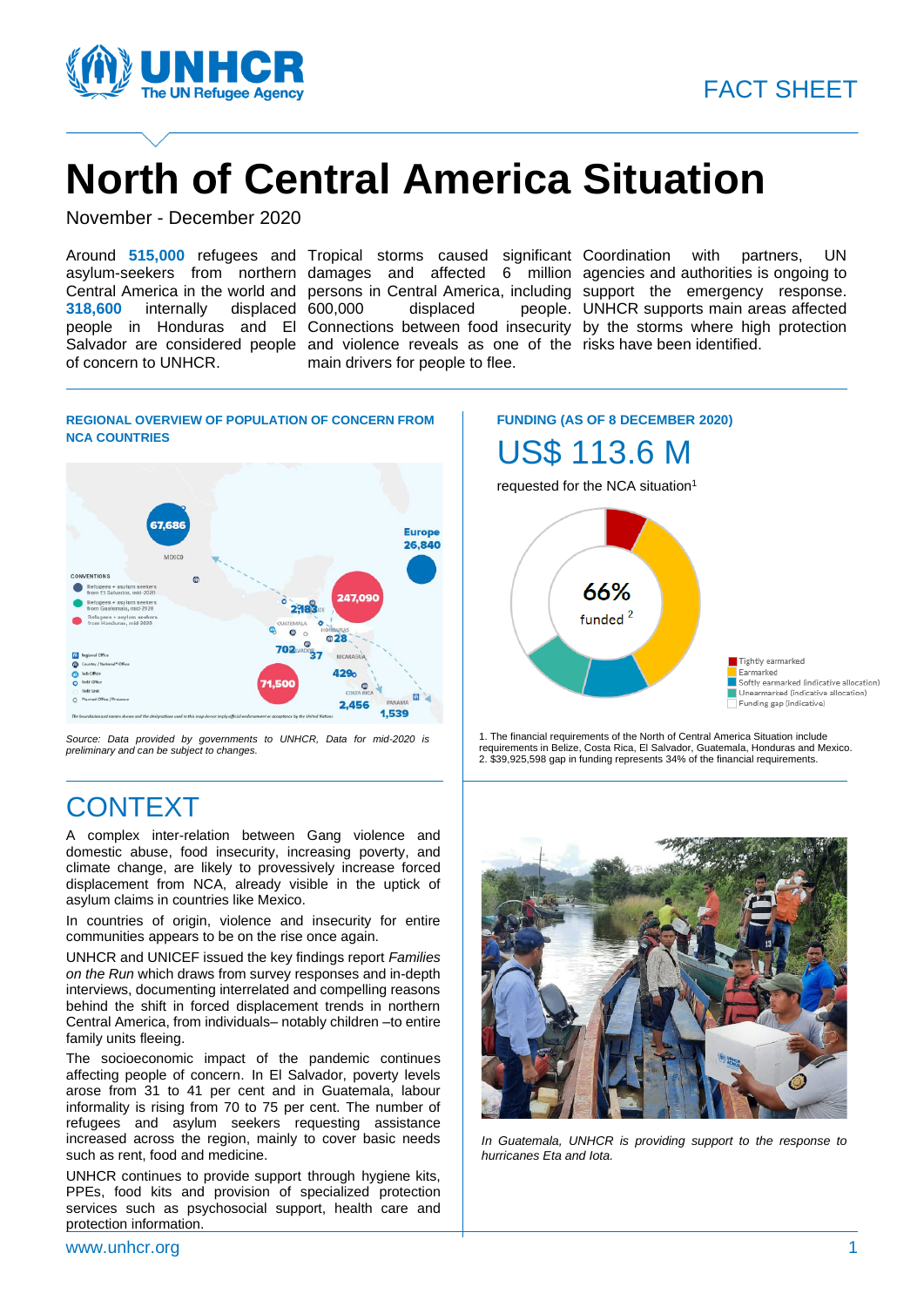FACT SHEET

# North of Central America Situation

November - December 2020

Around **515,000** refugees and asylum-seekers from northern Central America in the world and **318,600** internally displaced people in Honduras and El Salvador are considered people of concern to UNHCR.

Tropical storms caused significant damages and affected 6 million persons in Central America, including 600,000 displaced people. Connections between food insecurity and violence reveals as one of the main drivers for people to flee.

Coordination with partners, UN agencies and authorities is ongoing to support the emergency response. UNHCR supports main areas affected by the storms where high protection risks have been identified.

### REGIONAL OVERVIEW OF POPULATION OF CONCERN FROM NCA COUNTRIES

*Source: Data provided by governments to UNHCR, Data for mid-2020 is preliminary and can be subject to changes.*

### FUNDING (AS OF 8 DECEMBER 2020)

## US$ 113.6 M

requested for the NCA situation[1]

66% funded[2]

1. The financial requirements of the North of Central America Situation include requirements in Belize, Costa Rica, El Salvador, Guatemala, Honduras and Mexico.
2. $39,925,598 gap in funding represents 34% of the financial requirements.

## CONTEXT

A complex inter-relation between Gang violence and domestic abuse, food insecurity, increasing poverty, and climate change, are likely to provessively increase forced displacement from NCA, already visible in the uptick of asylum claims in countries like Mexico.

In countries of origin, violence and insecurity for entire communities appears to be on the rise once again.

UNHCR and UNICEF issued the key findings report *Families on the Run* which draws from survey responses and in-depth interviews, documenting interrelated and compelling reasons behind the shift in forced displacement trends in northern Central America, from individuals– notably children –to entire family units fleeing.

The socioeconomic impact of the pandemic continues affecting people of concern. In El Salvador, poverty levels arose from 31 to 41 per cent and in Guatemala, labour informality is rising from 70 to 75 per cent. The number of refugees and asylum seekers requesting assistance increased across the region, mainly to cover basic needs such as rent, food and medicine.

UNHCR continues to provide support through hygiene kits, PPEs, food kits and provision of specialized protection services such as psychosocial support, health care and protection information.

*In Guatemala, UNHCR is providing support to the response to hurricanes Eta and Iota.*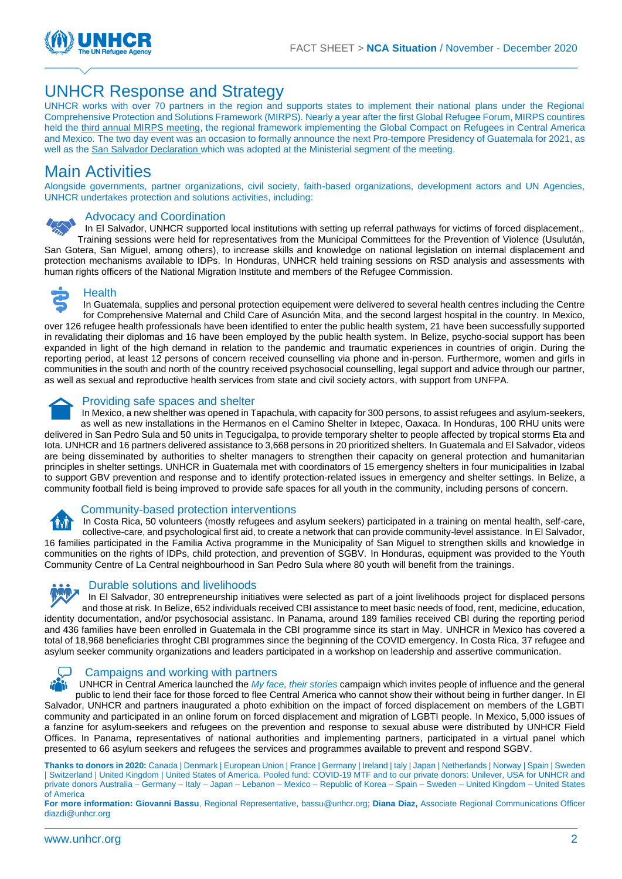# UNHCR Response and Strategy

UNHCR works with over 70 partners in the region and supports states to implement their national plans under the Regional Comprehensive Protection and Solutions Framework (MIRPS). Nearly a year after the first Global Refugee Forum, MIRPS countires held the third annual MIRPS meeting, the regional framework implementing the Global Compact on Refugees in Central America and Mexico. The two day event was an occasion to formally announce the next Pro-tempore Presidency of Guatemala for 2021, as well as the San Salvador Declaration which was adopted at the Ministerial segment of the meeting.

# Main Activities

Alongside governments, partner organizations, civil society, faith-based organizations, development actors and UN Agencies, UNHCR undertakes protection and solutions activities, including:

## Advocacy and Coordination

In El Salvador, UNHCR supported local institutions with setting up referral pathways for victims of forced displacement,. Training sessions were held for representatives from the Municipal Committees for the Prevention of Violence (Usulután, San Gotera, San Miguel, among others), to increase skills and knowledge on national legislation on internal displacement and protection mechanisms available to IDPs. In Honduras, UNHCR held training sessions on RSD analysis and assessments with human rights officers of the National Migration Institute and members of the Refugee Commission.

## Health

In Guatemala, supplies and personal protection equipement were delivered to several health centres including the Centre for Comprehensive Maternal and Child Care of Asunción Mita, and the second largest hospital in the country. In Mexico, over 126 refugee health professionals have been identified to enter the public health system, 21 have been successfully supported in revalidating their diplomas and 16 have been employed by the public health system. In Belize, psycho-social support has been expanded in light of the high demand in relation to the pandemic and traumatic experiences in countries of origin. During the reporting period, at least 12 persons of concern received counselling via phone and in-person. Furthermore, women and girls in communities in the south and north of the country received psychosocial counselling, legal support and advice through our partner, as well as sexual and reproductive health services from state and civil society actors, with support from UNFPA.

## Providing safe spaces and shelter

In Mexico, a new shelther was opened in Tapachula, with capacity for 300 persons, to assist refugees and asylum-seekers, as well as new installations in the Hermanos en el Camino Shelter in Ixtepec, Oaxaca. In Honduras, 100 RHU units were delivered in San Pedro Sula and 50 units in Tegucigalpa, to provide temporary shelter to people affected by tropical storms Eta and Iota. UNHCR and 16 partners delivered assistance to 3,668 persons in 20 prioritized shelters. In Guatemala and El Salvador, videos are being disseminated by authorities to shelter managers to strengthen their capacity on general protection and humanitarian principles in shelter settings. UNHCR in Guatemala met with coordinators of 15 emergency shelters in four municipalities in Izabal to support GBV prevention and response and to identify protection-related issues in emergency and shelter settings. In Belize, a community football field is being improved to provide safe spaces for all youth in the community, including persons of concern.

## Community-based protection interventions

In Costa Rica, 50 volunteers (mostly refugees and asylum seekers) participated in a training on mental health, self-care, collective-care, and psychological first aid, to create a network that can provide community-level assistance. In El Salvador, 16 families participated in the Familia Activa programme in the Municipality of San Miguel to strengthen skills and knowledge in communities on the rights of IDPs, child protection, and prevention of SGBV. In Honduras, equipment was provided to the Youth Community Centre of La Central neighbourhood in San Pedro Sula where 80 youth will benefit from the trainings.

## Durable solutions and livelihoods

In El Salvador, 30 entrepreneurship initiatives were selected as part of a joint livelihoods project for displaced persons and those at risk. In Belize, 652 individuals received CBI assistance to meet basic needs of food, rent, medicine, education, identity documentation, and/or psychosocial assistanc. In Panama, around 189 families received CBI during the reporting period and 436 families have been enrolled in Guatemala in the CBI programme since its start in May. UNHCR in Mexico has covered a total of 18,968 beneficiaries throght CBI programmes since the beginning of the COVID emergency. In Costa Rica, 37 refugee and asylum seeker community organizations and leaders participated in a workshop on leadership and assertive communication.

## Campaigns and working with partners

UNHCR in Central America launched the *My face, their stories* campaign which invites people of influence and the general public to lend their face for those forced to flee Central America who cannot show their without being in further danger. In El Salvador, UNHCR and partners inaugurated a photo exhibition on the impact of forced displacement on members of the LGBTI community and participated in an online forum on forced displacement and migration of LGBTI people. In Mexico, 5,000 issues of a fanzine for asylum-seekers and refugees on the prevention and response to sexual abuse were distributed by UNHCR Field Offices. In Panama, representatives of national authorities and implementing partners, participated in a virtual panel which presented to 66 asylum seekers and refugees the services and programmes available to prevent and respond SGBV.

**Thanks to donors in 2020:** Canada | Denmark | European Union | France | Germany | Ireland | taly | Japan | Netherlands | Norway | Spain | Sweden | Switzerland | United Kingdom | United States of America. Pooled fund: COVID-19 MTF and to our private donors: Unilever, USA for UNHCR and private donors Australia – Germany – Italy – Japan – Lebanon – Mexico – Republic of Korea – Spain – Sweden – United Kingdom – United States of America

**For more information: Giovanni Bassu**, Regional Representative, bassu@unhcr.org; **Diana Diaz,** Associate Regional Communications Officer diazdi@unhcr.org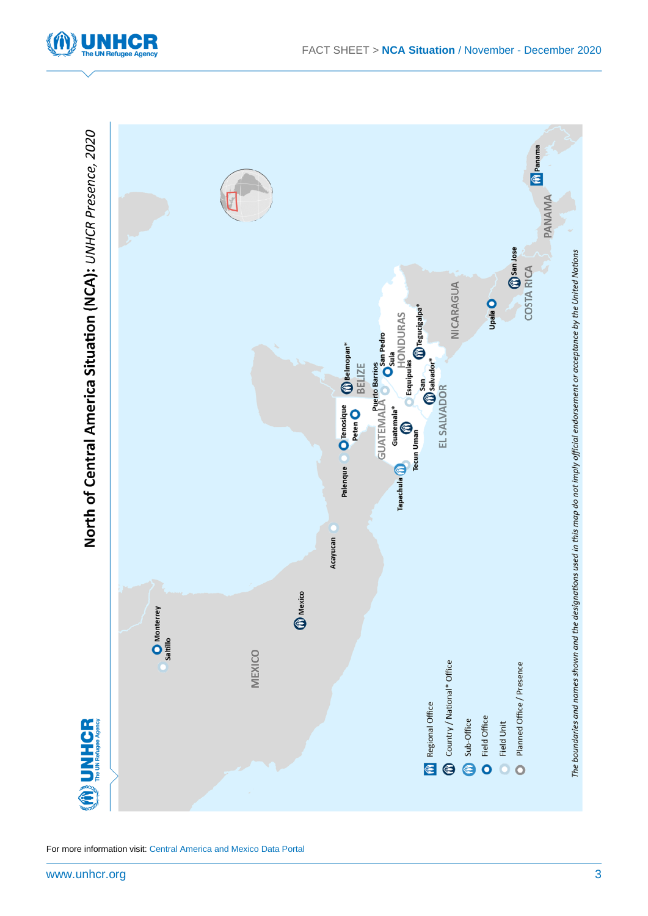# North of Central America Situation (NCA): *UNHCR Presence, 2020*

MEXICO
Monterrey
Saltillo
Mexico
Acayucan
Palenque
Tenosique
Peten
Tapachula
Tecun Uman
Guatemala*
GUATEMALA
BELIZE
Belmopan*
Puerto Barrios
San Pedro Sula
Esquipulas
HONDURAS
Tegucigalpa*
San Salvador*
EL SALVADOR
NICARAGUA
Upala
San Jose
COSTA RICA
PANAMA
Panama

Regional Office
Country / National* Office
Sub-Office
Field Office
Field Unit
Planned Office / Presence

*The boundaries and names shown and the designations used in this map do not imply official endorsement or acceptance by the United Nations*

For more information visit: Central America and Mexico Data Portal